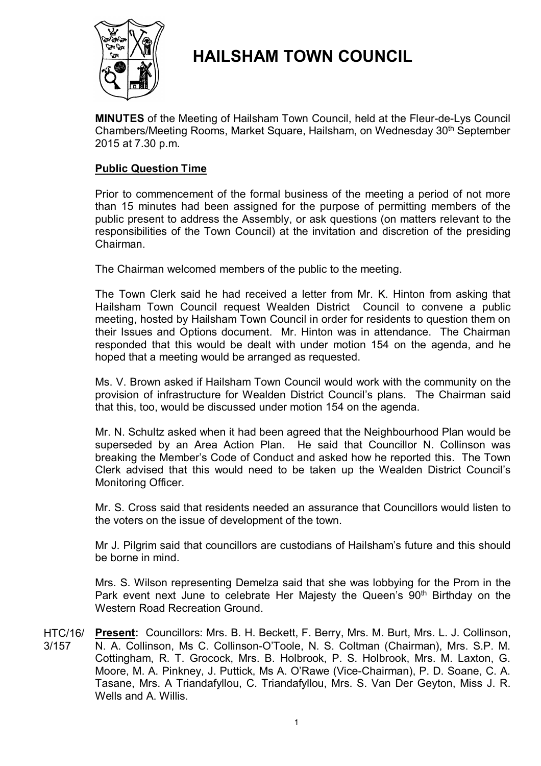# HAILSHAM TOWN COUNCIL

**MINUTES** of the Meeting of Hailsham Town Council, held at the Fleur-de-Lys Council Chambers/Meeting Rooms, Market Square, Hailsham, on Wednesday 30th September 2015 at 7.30 p.m.

## Public Question Time

Prior to commencement of the formal business of the meeting a period of not more than 15 minutes had been assigned for the purpose of permitting members of the public present to address the Assembly, or ask questions (on matters relevant to the responsibilities of the Town Council) at the invitation and discretion of the presiding Chairman.

The Chairman welcomed members of the public to the meeting.

The Town Clerk said he had received a letter from Mr. K. Hinton from asking that Hailsham Town Council request Wealden District Council to convene a public meeting, hosted by Hailsham Town Council in order for residents to question them on their Issues and Options document. Mr. Hinton was in attendance. The Chairman responded that this would be dealt with under motion 154 on the agenda, and he hoped that a meeting would be arranged as requested.

Ms. V. Brown asked if Hailsham Town Council would work with the community on the provision of infrastructure for Wealden District Council's plans. The Chairman said that this, too, would be discussed under motion 154 on the agenda.

Mr. N. Schultz asked when it had been agreed that the Neighbourhood Plan would be superseded by an Area Action Plan. He said that Councillor N. Collinson was breaking the Member's Code of Conduct and asked how he reported this. The Town Clerk advised that this would need to be taken up the Wealden District Council's Monitoring Officer.

Mr. S. Cross said that residents needed an assurance that Councillors would listen to the voters on the issue of development of the town.

Mr J. Pilgrim said that councillors are custodians of Hailsham's future and this should be borne in mind.

Mrs. S. Wilson representing Demelza said that she was lobbying for the Prom in the Park event next June to celebrate Her Majesty the Queen's 90th Birthday on the Western Road Recreation Ground.

HTC/16/3/157 **Present:** Councillors: Mrs. B. H. Beckett, F. Berry, Mrs. M. Burt, Mrs. L. J. Collinson, N. A. Collinson, Ms C. Collinson-O'Toole, N. S. Coltman (Chairman), Mrs. S.P. M. Cottingham, R. T. Grocock, Mrs. B. Holbrook, P. S. Holbrook, Mrs. M. Laxton, G. Moore, M. A. Pinkney, J. Puttick, Ms A. O'Rawe (Vice-Chairman), P. D. Soane, C. A. Tasane, Mrs. A Triandafyllou, C. Triandafyllou, Mrs. S. Van Der Geyton, Miss J. R. Wells and A. Willis.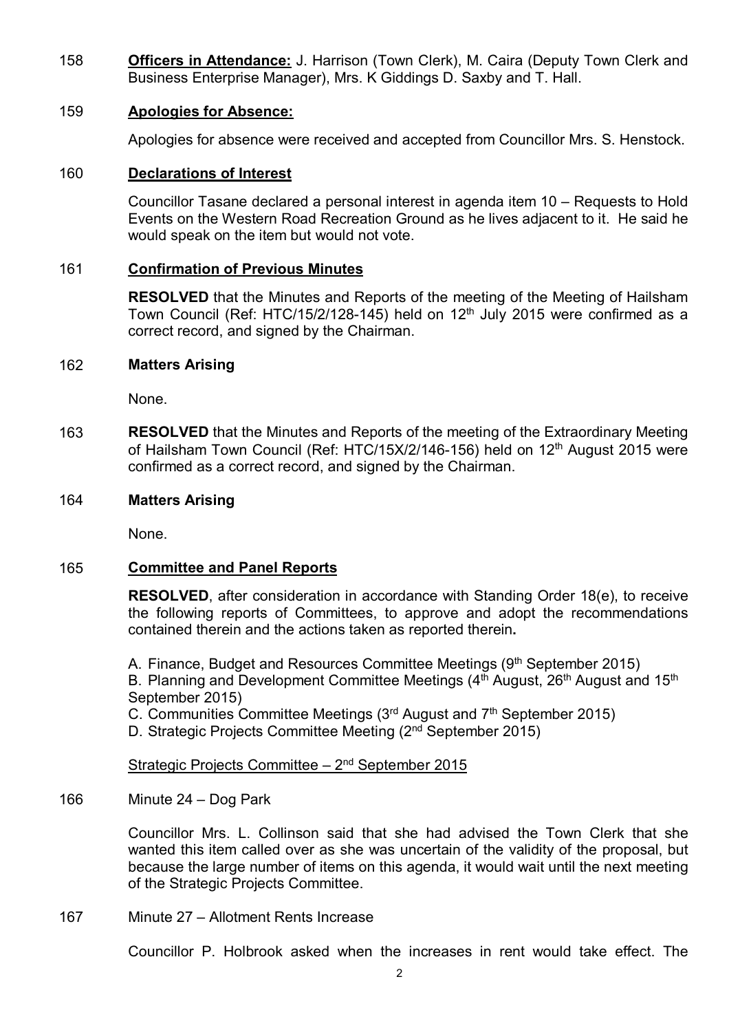158 **Officers in Attendance:** J. Harrison (Town Clerk), M. Caira (Deputy Town Clerk and Business Enterprise Manager), Mrs. K Giddings D. Saxby and T. Hall.

159 **Apologies for Absence:**

Apologies for absence were received and accepted from Councillor Mrs. S. Henstock.

160 **Declarations of Interest**

Councillor Tasane declared a personal interest in agenda item 10 – Requests to Hold Events on the Western Road Recreation Ground as he lives adjacent to it. He said he would speak on the item but would not vote.

161 **Confirmation of Previous Minutes**

**RESOLVED** that the Minutes and Reports of the meeting of the Meeting of Hailsham Town Council (Ref: HTC/15/2/128-145) held on 12th July 2015 were confirmed as a correct record, and signed by the Chairman.

162 **Matters Arising**

None.

163 **RESOLVED** that the Minutes and Reports of the meeting of the Extraordinary Meeting of Hailsham Town Council (Ref: HTC/15X/2/146-156) held on 12th August 2015 were confirmed as a correct record, and signed by the Chairman.

164 **Matters Arising**

None.

165 **Committee and Panel Reports**

**RESOLVED**, after consideration in accordance with Standing Order 18(e), to receive the following reports of Committees, to approve and adopt the recommendations contained therein and the actions taken as reported therein**.**

A. Finance, Budget and Resources Committee Meetings (9th September 2015)
B. Planning and Development Committee Meetings (4th August, 26th August and 15th September 2015)
C. Communities Committee Meetings (3rd August and 7th September 2015)
D. Strategic Projects Committee Meeting (2nd September 2015)

Strategic Projects Committee – 2nd September 2015

166 Minute 24 – Dog Park

Councillor Mrs. L. Collinson said that she had advised the Town Clerk that she wanted this item called over as she was uncertain of the validity of the proposal, but because the large number of items on this agenda, it would wait until the next meeting of the Strategic Projects Committee.

167 Minute 27 – Allotment Rents Increase

Councillor P. Holbrook asked when the increases in rent would take effect. The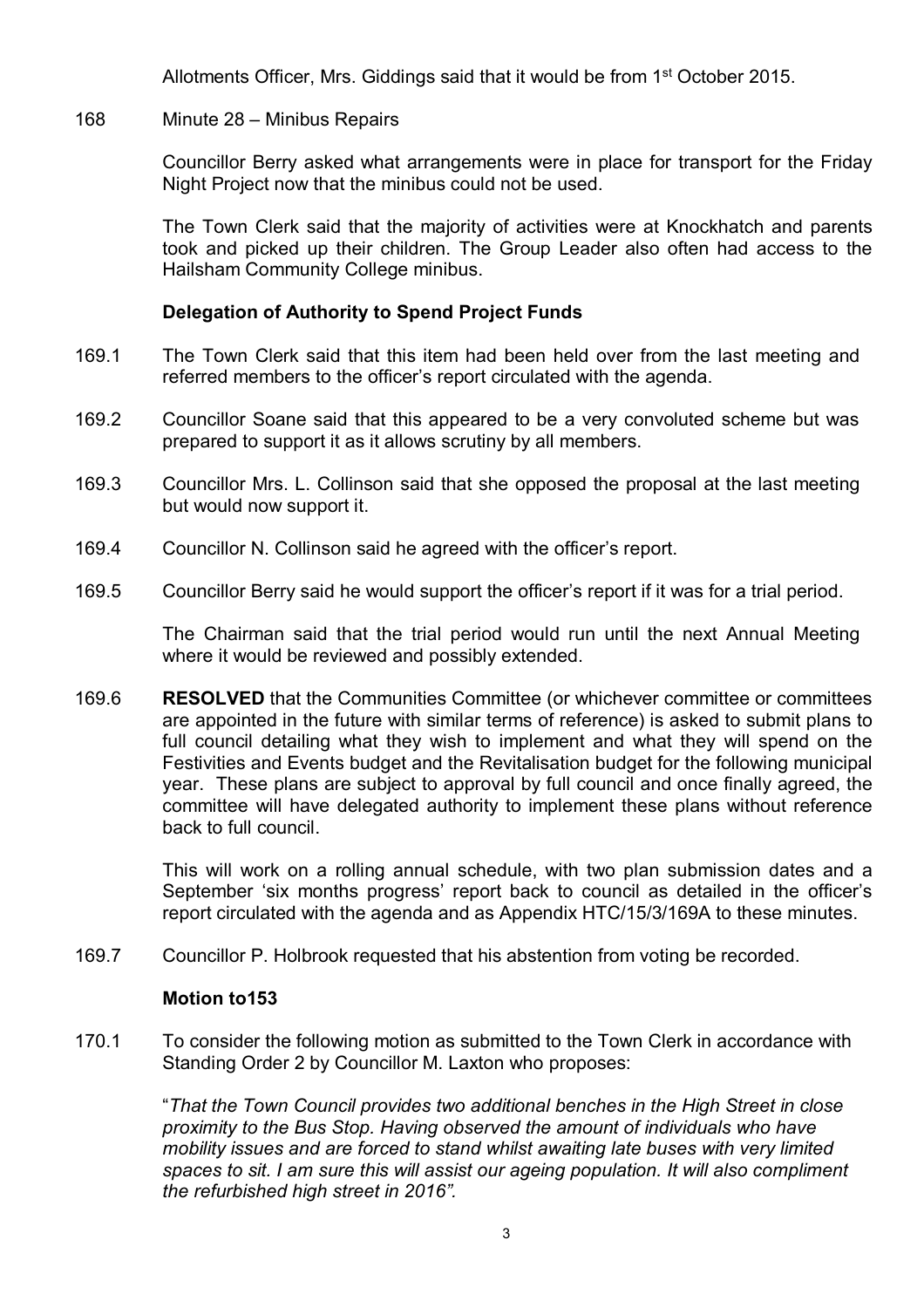Allotments Officer, Mrs. Giddings said that it would be from 1st October 2015.

168 Minute 28 – Minibus Repairs

Councillor Berry asked what arrangements were in place for transport for the Friday Night Project now that the minibus could not be used.

The Town Clerk said that the majority of activities were at Knockhatch and parents took and picked up their children. The Group Leader also often had access to the Hailsham Community College minibus.

**Delegation of Authority to Spend Project Funds**

169.1 The Town Clerk said that this item had been held over from the last meeting and referred members to the officer's report circulated with the agenda.

169.2 Councillor Soane said that this appeared to be a very convoluted scheme but was prepared to support it as it allows scrutiny by all members.

169.3 Councillor Mrs. L. Collinson said that she opposed the proposal at the last meeting but would now support it.

169.4 Councillor N. Collinson said he agreed with the officer's report.

169.5 Councillor Berry said he would support the officer's report if it was for a trial period.

The Chairman said that the trial period would run until the next Annual Meeting where it would be reviewed and possibly extended.

169.6 **RESOLVED** that the Communities Committee (or whichever committee or committees are appointed in the future with similar terms of reference) is asked to submit plans to full council detailing what they wish to implement and what they will spend on the Festivities and Events budget and the Revitalisation budget for the following municipal year. These plans are subject to approval by full council and once finally agreed, the committee will have delegated authority to implement these plans without reference back to full council.

This will work on a rolling annual schedule, with two plan submission dates and a September 'six months progress' report back to council as detailed in the officer's report circulated with the agenda and as Appendix HTC/15/3/169A to these minutes.

169.7 Councillor P. Holbrook requested that his abstention from voting be recorded.

**Motion to153**

170.1 To consider the following motion as submitted to the Town Clerk in accordance with Standing Order 2 by Councillor M. Laxton who proposes:

"*That the Town Council provides two additional benches in the High Street in close proximity to the Bus Stop. Having observed the amount of individuals who have mobility issues and are forced to stand whilst awaiting late buses with very limited spaces to sit. I am sure this will assist our ageing population. It will also compliment the refurbished high street in 2016".*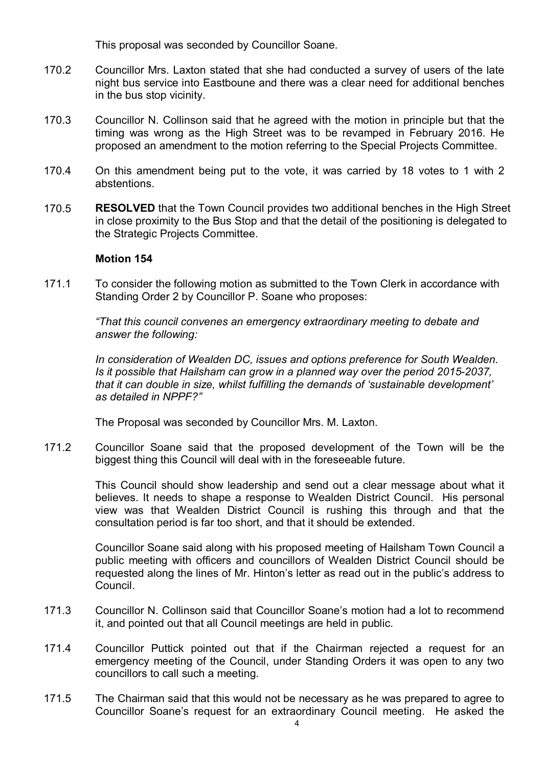This proposal was seconded by Councillor Soane.

170.2 Councillor Mrs. Laxton stated that she had conducted a survey of users of the late night bus service into Eastboune and there was a clear need for additional benches in the bus stop vicinity.

170.3 Councillor N. Collinson said that he agreed with the motion in principle but that the timing was wrong as the High Street was to be revamped in February 2016. He proposed an amendment to the motion referring to the Special Projects Committee.

170.4 On this amendment being put to the vote, it was carried by 18 votes to 1 with 2 abstentions.

170.5 **RESOLVED** that the Town Council provides two additional benches in the High Street in close proximity to the Bus Stop and that the detail of the positioning is delegated to the Strategic Projects Committee.

**Motion 154**

171.1 To consider the following motion as submitted to the Town Clerk in accordance with Standing Order 2 by Councillor P. Soane who proposes:

*"That this council convenes an emergency extraordinary meeting to debate and answer the following:*

*In consideration of Wealden DC, issues and options preference for South Wealden. Is it possible that Hailsham can grow in a planned way over the period 2015-2037, that it can double in size, whilst fulfilling the demands of 'sustainable development' as detailed in NPPF?"*

The Proposal was seconded by Councillor Mrs. M. Laxton.

171.2 Councillor Soane said that the proposed development of the Town will be the biggest thing this Council will deal with in the foreseeable future.

This Council should show leadership and send out a clear message about what it believes. It needs to shape a response to Wealden District Council. His personal view was that Wealden District Council is rushing this through and that the consultation period is far too short, and that it should be extended.

Councillor Soane said along with his proposed meeting of Hailsham Town Council a public meeting with officers and councillors of Wealden District Council should be requested along the lines of Mr. Hinton's letter as read out in the public's address to Council.

171.3 Councillor N. Collinson said that Councillor Soane's motion had a lot to recommend it, and pointed out that all Council meetings are held in public.

171.4 Councillor Puttick pointed out that if the Chairman rejected a request for an emergency meeting of the Council, under Standing Orders it was open to any two councillors to call such a meeting.

171.5 The Chairman said that this would not be necessary as he was prepared to agree to Councillor Soane's request for an extraordinary Council meeting. He asked the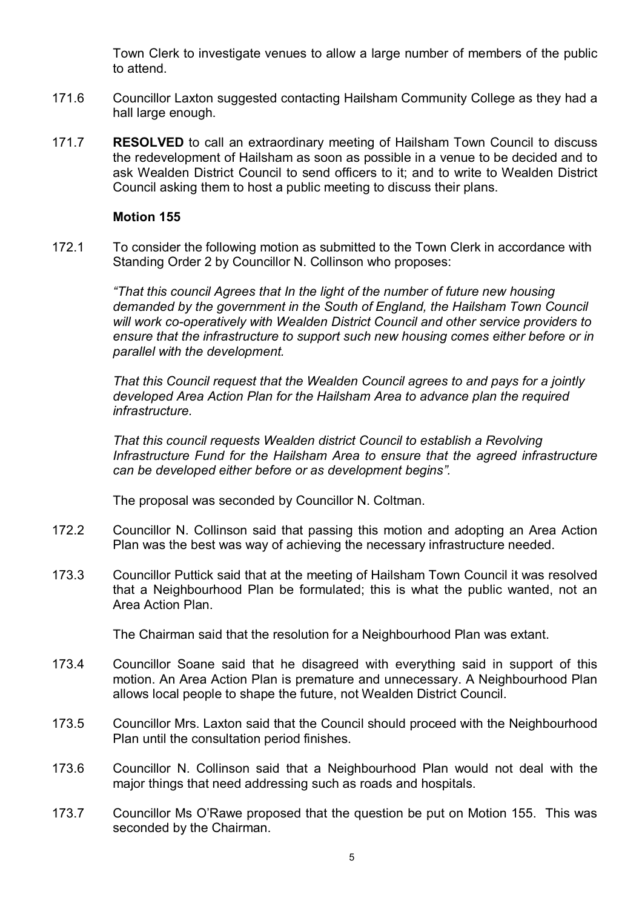Town Clerk to investigate venues to allow a large number of members of the public to attend.

171.6 Councillor Laxton suggested contacting Hailsham Community College as they had a hall large enough.

171.7 **RESOLVED** to call an extraordinary meeting of Hailsham Town Council to discuss the redevelopment of Hailsham as soon as possible in a venue to be decided and to ask Wealden District Council to send officers to it; and to write to Wealden District Council asking them to host a public meeting to discuss their plans.

**Motion 155**

172.1 To consider the following motion as submitted to the Town Clerk in accordance with Standing Order 2 by Councillor N. Collinson who proposes:

*"That this council Agrees that In the light of the number of future new housing demanded by the government in the South of England, the Hailsham Town Council will work co-operatively with Wealden District Council and other service providers to ensure that the infrastructure to support such new housing comes either before or in parallel with the development.*

*That this Council request that the Wealden Council agrees to and pays for a jointly developed Area Action Plan for the Hailsham Area to advance plan the required infrastructure.*

*That this council requests Wealden district Council to establish a Revolving Infrastructure Fund for the Hailsham Area to ensure that the agreed infrastructure can be developed either before or as development begins".*

The proposal was seconded by Councillor N. Coltman.

172.2 Councillor N. Collinson said that passing this motion and adopting an Area Action Plan was the best was way of achieving the necessary infrastructure needed.

173.3 Councillor Puttick said that at the meeting of Hailsham Town Council it was resolved that a Neighbourhood Plan be formulated; this is what the public wanted, not an Area Action Plan.

The Chairman said that the resolution for a Neighbourhood Plan was extant.

173.4 Councillor Soane said that he disagreed with everything said in support of this motion. An Area Action Plan is premature and unnecessary. A Neighbourhood Plan allows local people to shape the future, not Wealden District Council.

173.5 Councillor Mrs. Laxton said that the Council should proceed with the Neighbourhood Plan until the consultation period finishes.

173.6 Councillor N. Collinson said that a Neighbourhood Plan would not deal with the major things that need addressing such as roads and hospitals.

173.7 Councillor Ms O'Rawe proposed that the question be put on Motion 155. This was seconded by the Chairman.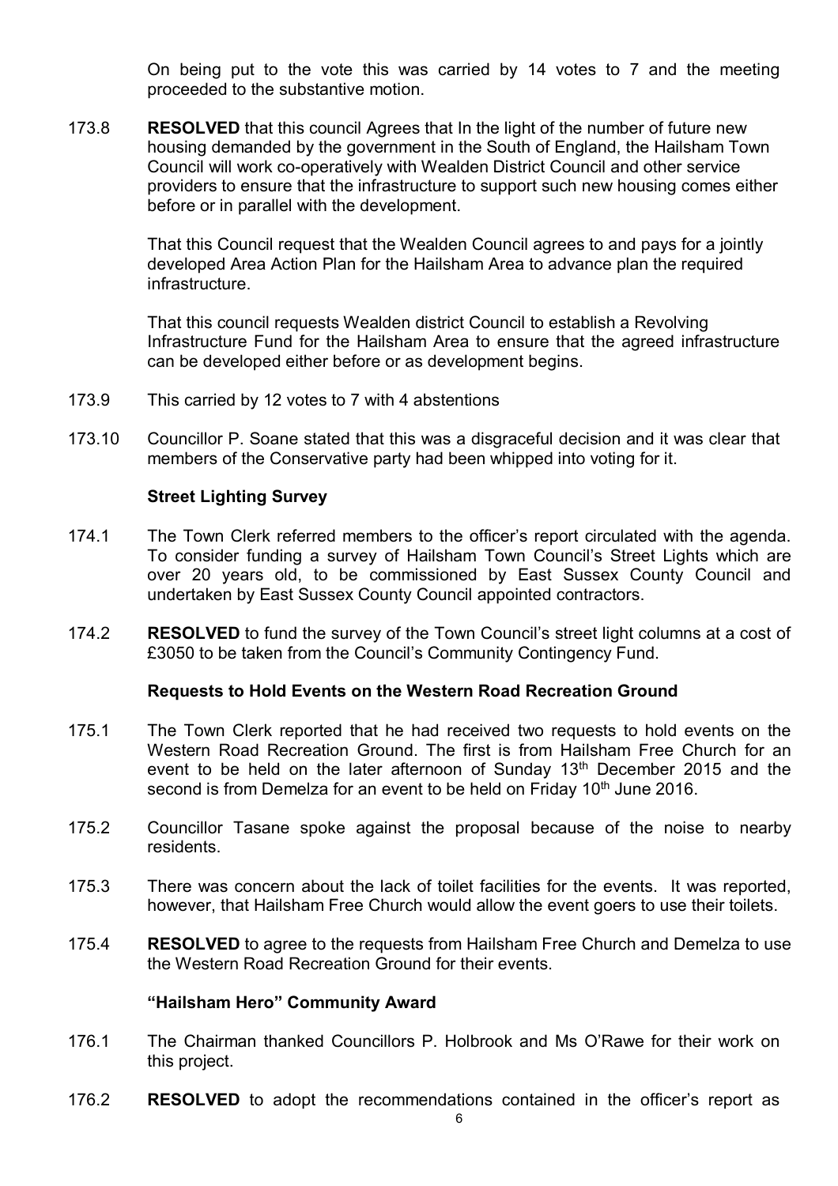On being put to the vote this was carried by 14 votes to 7 and the meeting proceeded to the substantive motion.

173.8 **RESOLVED** that this council Agrees that In the light of the number of future new housing demanded by the government in the South of England, the Hailsham Town Council will work co-operatively with Wealden District Council and other service providers to ensure that the infrastructure to support such new housing comes either before or in parallel with the development.

That this Council request that the Wealden Council agrees to and pays for a jointly developed Area Action Plan for the Hailsham Area to advance plan the required infrastructure.

That this council requests Wealden district Council to establish a Revolving Infrastructure Fund for the Hailsham Area to ensure that the agreed infrastructure can be developed either before or as development begins.

173.9 This carried by 12 votes to 7 with 4 abstentions

173.10 Councillor P. Soane stated that this was a disgraceful decision and it was clear that members of the Conservative party had been whipped into voting for it.

**Street Lighting Survey**

174.1 The Town Clerk referred members to the officer's report circulated with the agenda. To consider funding a survey of Hailsham Town Council's Street Lights which are over 20 years old, to be commissioned by East Sussex County Council and undertaken by East Sussex County Council appointed contractors.

174.2 **RESOLVED** to fund the survey of the Town Council's street light columns at a cost of £3050 to be taken from the Council's Community Contingency Fund.

**Requests to Hold Events on the Western Road Recreation Ground**

175.1 The Town Clerk reported that he had received two requests to hold events on the Western Road Recreation Ground. The first is from Hailsham Free Church for an event to be held on the later afternoon of Sunday 13th December 2015 and the second is from Demelza for an event to be held on Friday 10th June 2016.

175.2 Councillor Tasane spoke against the proposal because of the noise to nearby residents.

175.3 There was concern about the lack of toilet facilities for the events. It was reported, however, that Hailsham Free Church would allow the event goers to use their toilets.

175.4 **RESOLVED** to agree to the requests from Hailsham Free Church and Demelza to use the Western Road Recreation Ground for their events.

**"Hailsham Hero" Community Award**

176.1 The Chairman thanked Councillors P. Holbrook and Ms O'Rawe for their work on this project.

176.2 **RESOLVED** to adopt the recommendations contained in the officer's report as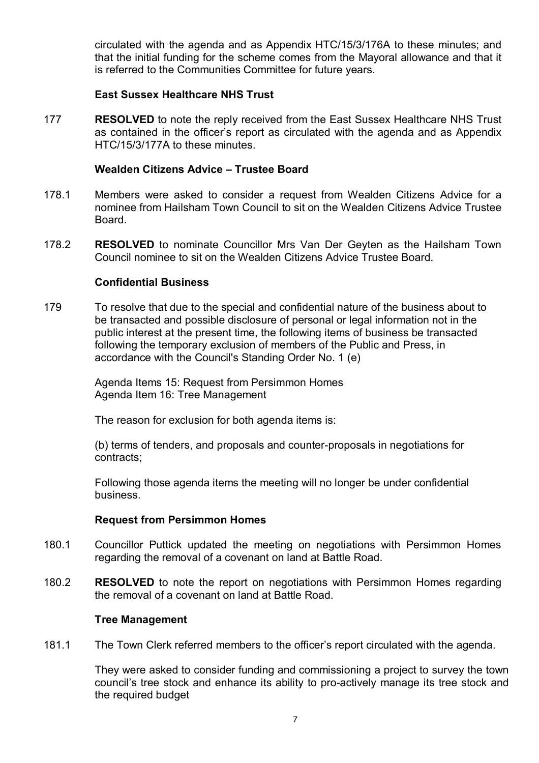circulated with the agenda and as Appendix HTC/15/3/176A to these minutes; and that the initial funding for the scheme comes from the Mayoral allowance and that it is referred to the Communities Committee for future years.

**East Sussex Healthcare NHS Trust**

177 **RESOLVED** to note the reply received from the East Sussex Healthcare NHS Trust as contained in the officer's report as circulated with the agenda and as Appendix HTC/15/3/177A to these minutes.

**Wealden Citizens Advice – Trustee Board**

178.1 Members were asked to consider a request from Wealden Citizens Advice for a nominee from Hailsham Town Council to sit on the Wealden Citizens Advice Trustee Board.

178.2 **RESOLVED** to nominate Councillor Mrs Van Der Geyten as the Hailsham Town Council nominee to sit on the Wealden Citizens Advice Trustee Board.

**Confidential Business**

179 To resolve that due to the special and confidential nature of the business about to be transacted and possible disclosure of personal or legal information not in the public interest at the present time, the following items of business be transacted following the temporary exclusion of members of the Public and Press, in accordance with the Council's Standing Order No. 1 (e)

Agenda Items 15: Request from Persimmon Homes
Agenda Item 16: Tree Management

The reason for exclusion for both agenda items is:

(b) terms of tenders, and proposals and counter-proposals in negotiations for contracts;

Following those agenda items the meeting will no longer be under confidential business.

**Request from Persimmon Homes**

180.1 Councillor Puttick updated the meeting on negotiations with Persimmon Homes regarding the removal of a covenant on land at Battle Road.

180.2 **RESOLVED** to note the report on negotiations with Persimmon Homes regarding the removal of a covenant on land at Battle Road.

**Tree Management**

181.1 The Town Clerk referred members to the officer's report circulated with the agenda.

They were asked to consider funding and commissioning a project to survey the town council's tree stock and enhance its ability to pro-actively manage its tree stock and the required budget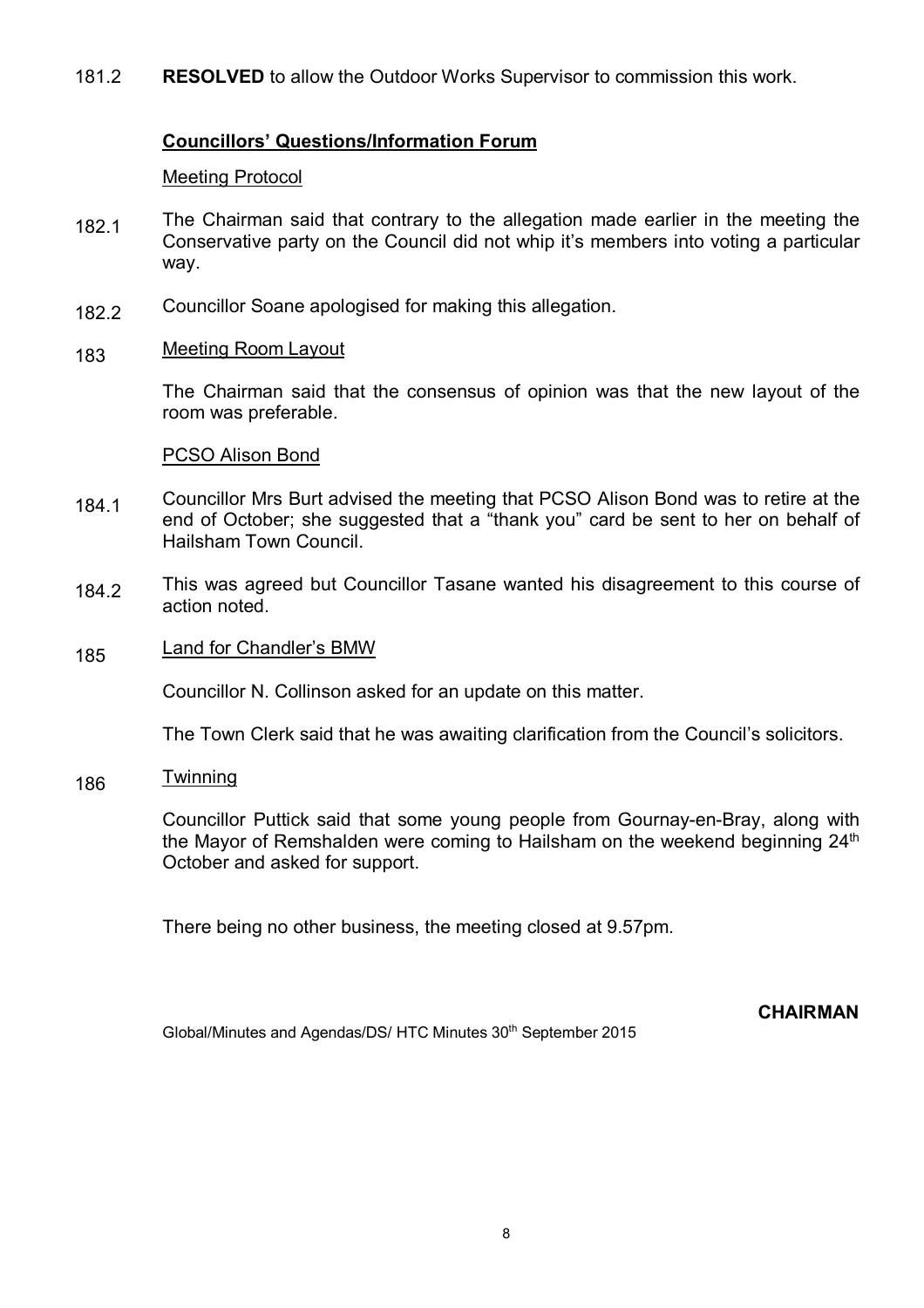181.2 **RESOLVED** to allow the Outdoor Works Supervisor to commission this work.

## Councillors' Questions/Information Forum

Meeting Protocol

182.1 The Chairman said that contrary to the allegation made earlier in the meeting the Conservative party on the Council did not whip it's members into voting a particular way.

182.2 Councillor Soane apologised for making this allegation.

183 Meeting Room Layout

The Chairman said that the consensus of opinion was that the new layout of the room was preferable.

PCSO Alison Bond

184.1 Councillor Mrs Burt advised the meeting that PCSO Alison Bond was to retire at the end of October; she suggested that a "thank you" card be sent to her on behalf of Hailsham Town Council.

184.2 This was agreed but Councillor Tasane wanted his disagreement to this course of action noted.

185 Land for Chandler's BMW

Councillor N. Collinson asked for an update on this matter.

The Town Clerk said that he was awaiting clarification from the Council's solicitors.

186 Twinning

Councillor Puttick said that some young people from Gournay-en-Bray, along with the Mayor of Remshalden were coming to Hailsham on the weekend beginning 24th October and asked for support.

There being no other business, the meeting closed at 9.57pm.

**CHAIRMAN**

Global/Minutes and Agendas/DS/ HTC Minutes 30th September 2015